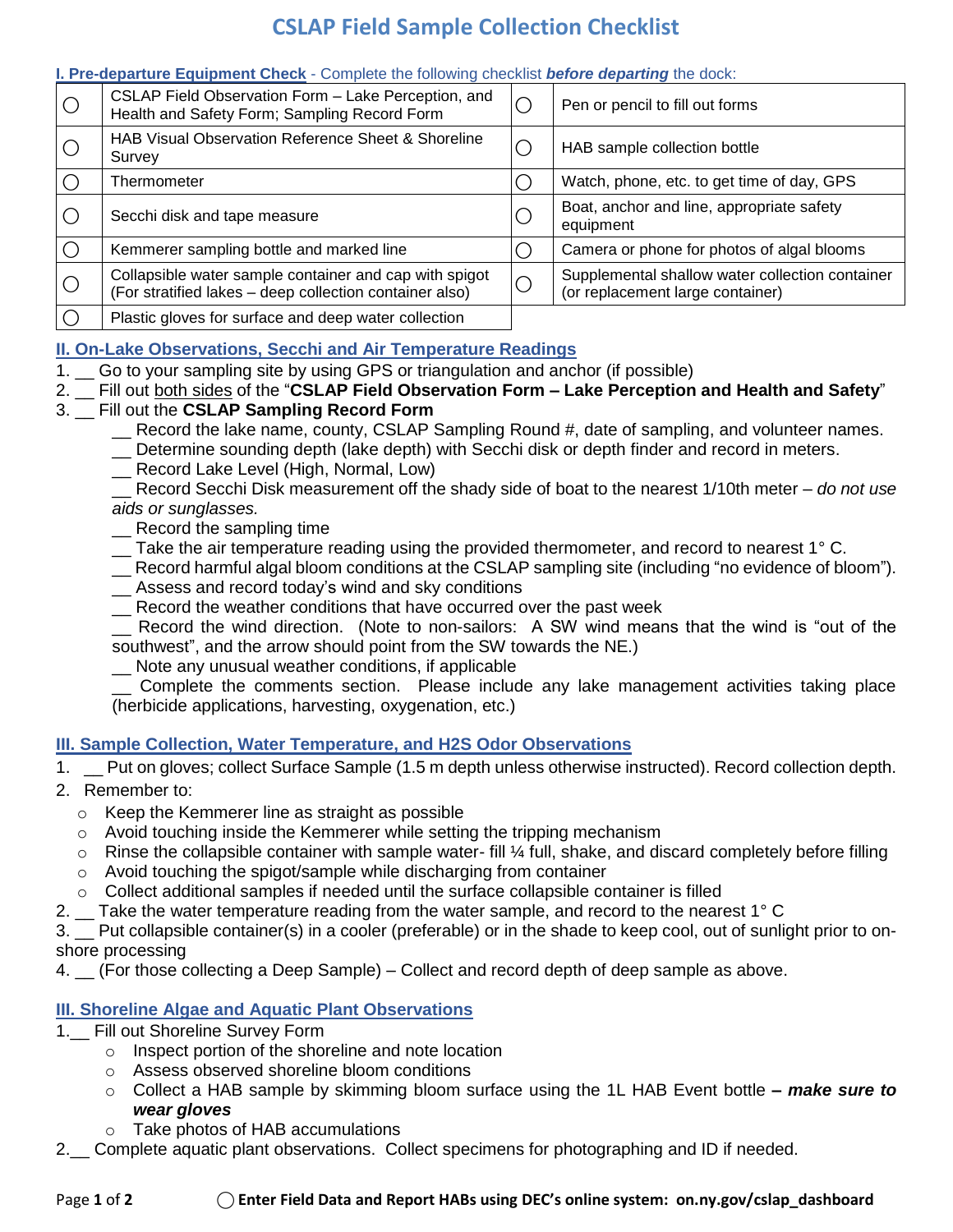# CSLAP Field Sample Collection Checklist

**I. Pre-departure Equipment Check** - Complete the following checklist ***before departing*** the dock:

| ◯ | Item | ◯ | Item |
|---|---|---|---|
| ◯ | CSLAP Field Observation Form – Lake Perception, and Health and Safety Form; Sampling Record Form | ◯ | Pen or pencil to fill out forms |
| ◯ | HAB Visual Observation Reference Sheet & Shoreline Survey | ◯ | HAB sample collection bottle |
| ◯ | Thermometer | ◯ | Watch, phone, etc. to get time of day, GPS |
| ◯ | Secchi disk and tape measure | ◯ | Boat, anchor and line, appropriate safety equipment |
| ◯ | Kemmerer sampling bottle and marked line | ◯ | Camera or phone for photos of algal blooms |
| ◯ | Collapsible water sample container and cap with spigot (For stratified lakes – deep collection container also) | ◯ | Supplemental shallow water collection container (or replacement large container) |
| ◯ | Plastic gloves for surface and deep water collection | | |

## II. On-Lake Observations, Secchi and Air Temperature Readings

1. __ Go to your sampling site by using GPS or triangulation and anchor (if possible)
2. __ Fill out both sides of the "**CSLAP Field Observation Form – Lake Perception and Health and Safety**"
3. __ Fill out the **CSLAP Sampling Record Form**
   - __ Record the lake name, county, CSLAP Sampling Round #, date of sampling, and volunteer names.
   - __ Determine sounding depth (lake depth) with Secchi disk or depth finder and record in meters.
   - __ Record Lake Level (High, Normal, Low)
   - __ Record Secchi Disk measurement off the shady side of boat to the nearest 1/10th meter – *do not use aids or sunglasses.*
   - __ Record the sampling time
   - __ Take the air temperature reading using the provided thermometer, and record to nearest 1° C.
   - __ Record harmful algal bloom conditions at the CSLAP sampling site (including "no evidence of bloom").
   - __ Assess and record today's wind and sky conditions
   - __ Record the weather conditions that have occurred over the past week
   - __ Record the wind direction. (Note to non-sailors: A SW wind means that the wind is "out of the southwest", and the arrow should point from the SW towards the NE.)
   - __ Note any unusual weather conditions, if applicable
   - __ Complete the comments section. Please include any lake management activities taking place (herbicide applications, harvesting, oxygenation, etc.)

## III. Sample Collection, Water Temperature, and H2S Odor Observations

1. __ Put on gloves; collect Surface Sample (1.5 m depth unless otherwise instructed). Record collection depth.
2. Remember to:
   - Keep the Kemmerer line as straight as possible
   - Avoid touching inside the Kemmerer while setting the tripping mechanism
   - Rinse the collapsible container with sample water- fill ¼ full, shake, and discard completely before filling
   - Avoid touching the spigot/sample while discharging from container
   - Collect additional samples if needed until the surface collapsible container is filled

2. __ Take the water temperature reading from the water sample, and record to the nearest 1° C
3. __ Put collapsible container(s) in a cooler (preferable) or in the shade to keep cool, out of sunlight prior to on-shore processing
4. __ (For those collecting a Deep Sample) – Collect and record depth of deep sample as above.

## III. Shoreline Algae and Aquatic Plant Observations

1. __ Fill out Shoreline Survey Form
   - Inspect portion of the shoreline and note location
   - Assess observed shoreline bloom conditions
   - Collect a HAB sample by skimming bloom surface using the 1L HAB Event bottle **– *make sure to wear gloves***
   - Take photos of HAB accumulations
2. __ Complete aquatic plant observations. Collect specimens for photographing and ID if needed.

◯ **Enter Field Data and Report HABs using DEC's online system: on.ny.gov/cslap_dashboard**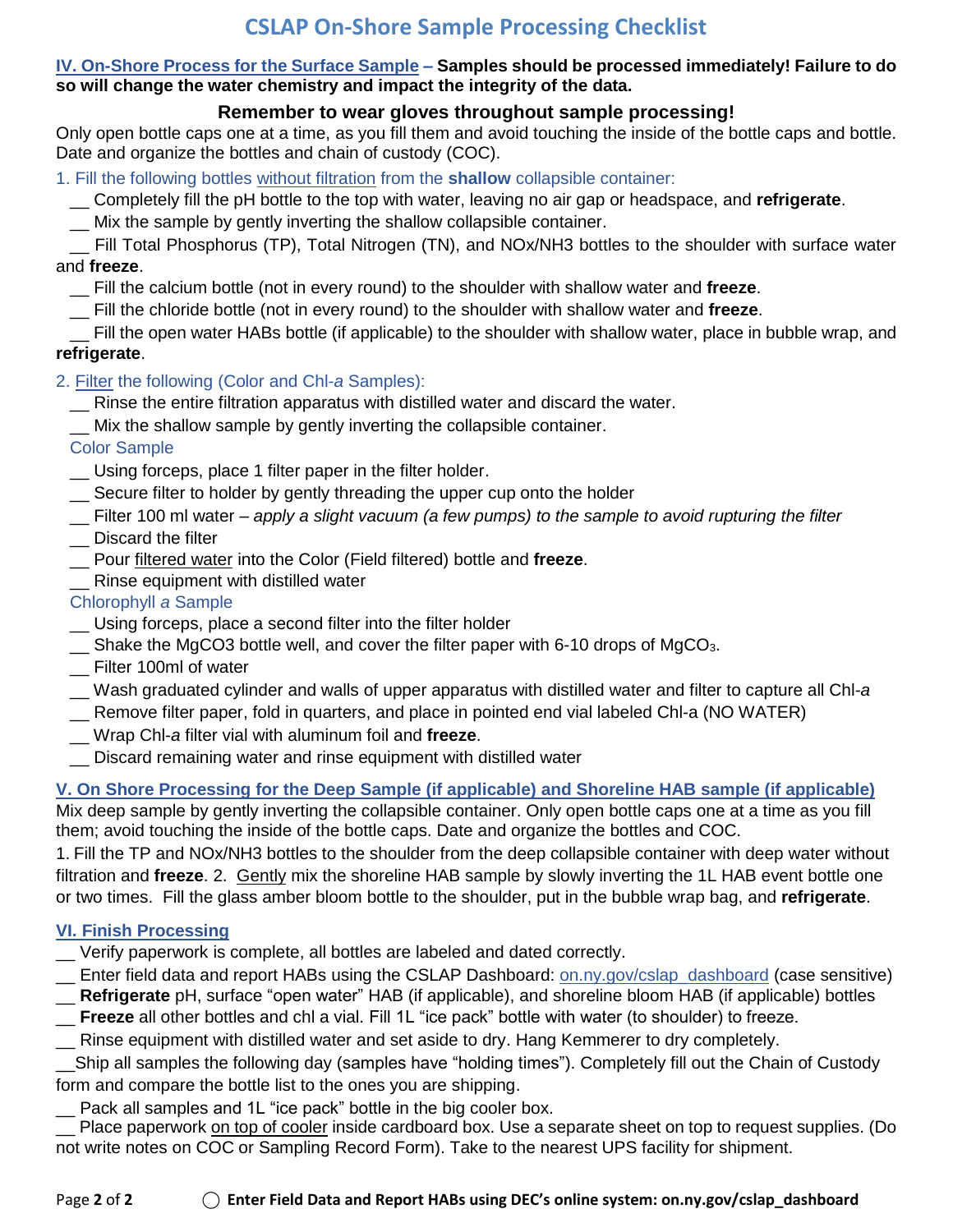# CSLAP On-Shore Sample Processing Checklist

## IV. On-Shore Process for the Surface Sample – Samples should be processed immediately! Failure to do so will change the water chemistry and impact the integrity of the data.

**Remember to wear gloves throughout sample processing!**

Only open bottle caps one at a time, as you fill them and avoid touching the inside of the bottle caps and bottle. Date and organize the bottles and chain of custody (COC).

### 1. Fill the following bottles without filtration from the **shallow** collapsible container:

- __ Completely fill the pH bottle to the top with water, leaving no air gap or headspace, and **refrigerate**.
- __ Mix the sample by gently inverting the shallow collapsible container.
- __ Fill Total Phosphorus (TP), Total Nitrogen (TN), and NOx/NH3 bottles to the shoulder with surface water and **freeze**.
- __ Fill the calcium bottle (not in every round) to the shoulder with shallow water and **freeze**.
- __ Fill the chloride bottle (not in every round) to the shoulder with shallow water and **freeze**.
- __ Fill the open water HABs bottle (if applicable) to the shoulder with shallow water, place in bubble wrap, and **refrigerate**.

### 2. Filter the following (Color and Chl-*a* Samples):

- __ Rinse the entire filtration apparatus with distilled water and discard the water.
- __ Mix the shallow sample by gently inverting the collapsible container.

#### Color Sample

- __ Using forceps, place 1 filter paper in the filter holder.
- __ Secure filter to holder by gently threading the upper cup onto the holder
- __ Filter 100 ml water – *apply a slight vacuum (a few pumps) to the sample to avoid rupturing the filter*
- __ Discard the filter
- __ Pour filtered water into the Color (Field filtered) bottle and **freeze**.
- __ Rinse equipment with distilled water

#### Chlorophyll *a* Sample

- __ Using forceps, place a second filter into the filter holder
- __ Shake the MgCO3 bottle well, and cover the filter paper with 6-10 drops of $MgCO_3$.
- __ Filter 100ml of water
- __ Wash graduated cylinder and walls of upper apparatus with distilled water and filter to capture all Chl-*a*
- __ Remove filter paper, fold in quarters, and place in pointed end vial labeled Chl-a (NO WATER)
- __ Wrap Chl-*a* filter vial with aluminum foil and **freeze**.
- __ Discard remaining water and rinse equipment with distilled water

## V. On Shore Processing for the Deep Sample (if applicable) and Shoreline HAB sample (if applicable)

Mix deep sample by gently inverting the collapsible container. Only open bottle caps one at a time as you fill them; avoid touching the inside of the bottle caps. Date and organize the bottles and COC.

1. Fill the TP and NOx/NH3 bottles to the shoulder from the deep collapsible container with deep water without filtration and **freeze**. 2. Gently mix the shoreline HAB sample by slowly inverting the 1L HAB event bottle one or two times. Fill the glass amber bloom bottle to the shoulder, put in the bubble wrap bag, and **refrigerate**.

## VI. Finish Processing

- __ Verify paperwork is complete, all bottles are labeled and dated correctly.
- __ Enter field data and report HABs using the CSLAP Dashboard: on.ny.gov/cslap_dashboard (case sensitive)
- __ **Refrigerate** pH, surface "open water" HAB (if applicable), and shoreline bloom HAB (if applicable) bottles
- __ **Freeze** all other bottles and chl a vial. Fill 1L "ice pack" bottle with water (to shoulder) to freeze.
- __ Rinse equipment with distilled water and set aside to dry. Hang Kemmerer to dry completely.
- __ Ship all samples the following day (samples have "holding times"). Completely fill out the Chain of Custody form and compare the bottle list to the ones you are shipping.
- __ Pack all samples and 1L "ice pack" bottle in the big cooler box.
- __ Place paperwork on top of cooler inside cardboard box. Use a separate sheet on top to request supplies. (Do not write notes on COC or Sampling Record Form). Take to the nearest UPS facility for shipment.

◯ **Enter Field Data and Report HABs using DEC's online system: on.ny.gov/cslap_dashboard**